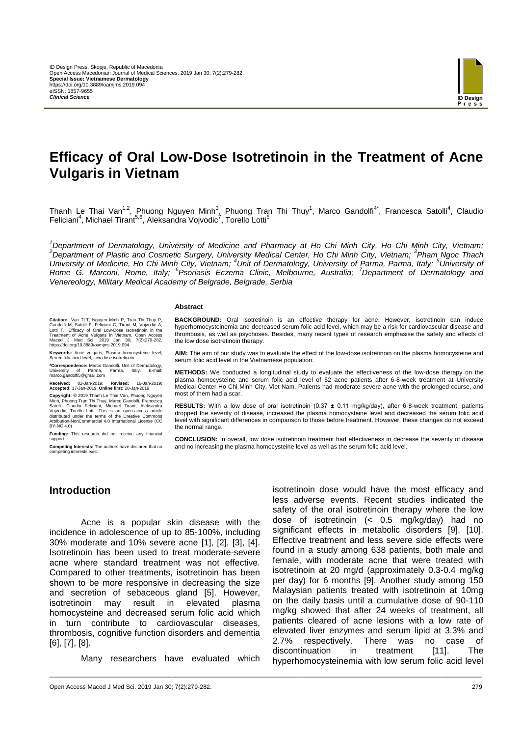ID Design Press, Skopje, Republic of Macedonia
Open Access Macedonian Journal of Medical Sciences. 2019 Jan 30; 7(2):279-282.
**Special Issue: Vietnamese Dermatology**
https://doi.org/10.3889/oamjms.2019.094
eISSN: 1857-9655
***Clinical Science***

# Efficacy of Oral Low-Dose Isotretinoin in the Treatment of Acne Vulgaris in Vietnam

Thanh Le Thai Van[1,2], Phuong Nguyen Minh[3], Phuong Tran Thi Thuy[1], Marco Gandolfi[4*], Francesca Satolli[4], Claudio Feliciani[4], Michael Tirant[5,6], Aleksandra Vojvodic[7], Torello Lotti[5]

*[1]Department of Dermatology, University of Medicine and Pharmacy at Ho Chi Minh City, Ho Chi Minh City, Vietnam; [2]Department of Plastic and Cosmetic Surgery, University Medical Center, Ho Chi Minh City, Vietnam; [3]Pham Ngoc Thach University of Medicine, Ho Chi Minh City, Vietnam; [4]Unit of Dermatology, University of Parma, Parma, Italy; [5]University of Rome G. Marconi, Rome, Italy; [6]Psoriasis Eczema Clinic, Melbourne, Australia; [7]Department of Dermatology and Venereology, Military Medical Academy of Belgrade, Belgrade, Serbia*

**Citation:** Van TLT, Nguyen Minh P, Tran Thi Thuy P, Gandolfi M, Satolli F, Feliciani C, Tirant M, Vojvodic A, Lotti T. Efficacy of Oral Low-Dose Isotretinoin in the Treatment of Acne Vulgaris in Vietnam. Open Access Maced J Med Sci. 2019 Jan 30; 7(2):279-282. https://doi.org/10.3889/oamjms.2019.094

**Keywords:** Acne vulgaris; Plasma homocysteine level; Serum folic acid level; Low dose isotretinoin

**\*Correspondence:** Marco Gandolfi. Unit of Dermatology, University of Parma, Parma, Italy. E-mail: marco.gandolfi5@gmail.com

**Received:** 02-Jan-2019; **Revised:** 16-Jan-2019; **Accepted:** 17-Jan-2019; **Online first:** 20-Jan-2019

**Copyright:** © 2019 Thanh Le Thai Van, Phuong Nguyen Minh, Phuong Tran Thi Thuy, Marco Gandolfi, Francesca Satolli, Claudio Feliciani, Michael Tirant, Aleksandra Vojvodic, Torello Lotti. This is an open-access article distributed under the terms of the Creative Commons Attribution-NonCommercial 4.0 International License (CC BY-NC 4.0)

**Funding:** This research did not receive any financial support

**Competing Interests:** The authors have declared that no competing interests exist

**Abstract**

**BACKGROUND:** Oral isotretinoin is an effective therapy for acne. However, isotretinoin can induce hyperhomocysteinemia and decreased serum folic acid level, which may be a risk for cardiovascular disease and thrombosis, as well as psychoses. Besides, many recent types of research emphasise the safety and effects of the low dose isotretinoin therapy.

**AIM:** The aim of our study was to evaluate the effect of the low-dose isotretinoin on the plasma homocysteine and serum folic acid level in the Vietnamese population.

**METHODS:** We conducted a longitudinal study to evaluate the effectiveness of the low-dose therapy on the plasma homocysteine and serum folic acid level of 52 acne patients after 6-8-week treatment at University Medical Center Ho Chi Minh City, Viet Nam. Patients had moderate-severe acne with the prolonged course, and most of them had a scar.

**RESULTS:** With a low dose of oral isotretinoin (0.37 ± 0.11 mg/kg/day), after 6-8-week treatment, patients dropped the severity of disease, increased the plasma homocysteine level and decreased the serum folic acid level with significant differences in comparison to those before treatment. However, these changes do not exceed the normal range.

**CONCLUSION:** In overall, low dose isotretinoin treatment had effectiveness in decrease the severity of disease and no increasing the plasma homocysteine level as well as the serum folic acid level.

## Introduction

Acne is a popular skin disease with the incidence in adolescence of up to 85-100%, including 30% moderate and 10% severe acne [1], [2], [3], [4]. Isotretinoin has been used to treat moderate-severe acne where standard treatment was not effective. Compared to other treatments, isotretinoin has been shown to be more responsive in decreasing the size and secretion of sebaceous gland [5]. However, isotretinoin may result in elevated plasma homocysteine and decreased serum folic acid which in turn contribute to cardiovascular diseases, thrombosis, cognitive function disorders and dementia [6], [7], [8].

Many researchers have evaluated which isotretinoin dose would have the most efficacy and less adverse events. Recent studies indicated the safety of the oral isotretinoin therapy where the low dose of isotretinoin (< 0.5 mg/kg/day) had no significant effects in metabolic disorders [9], [10]. Effective treatment and less severe side effects were found in a study among 638 patients, both male and female, with moderate acne that were treated with isotretinoin at 20 mg/d (approximately 0.3-0.4 mg/kg per day) for 6 months [9]. Another study among 150 Malaysian patients treated with isotretinoin at 10mg on the daily basis until a cumulative dose of 90-110 mg/kg showed that after 24 weeks of treatment, all patients cleared of acne lesions with a low rate of elevated liver enzymes and serum lipid at 3.3% and 2.7% respectively. There was no case of discontinuation in treatment [11]. The hyperhomocysteinemia with low serum folic acid level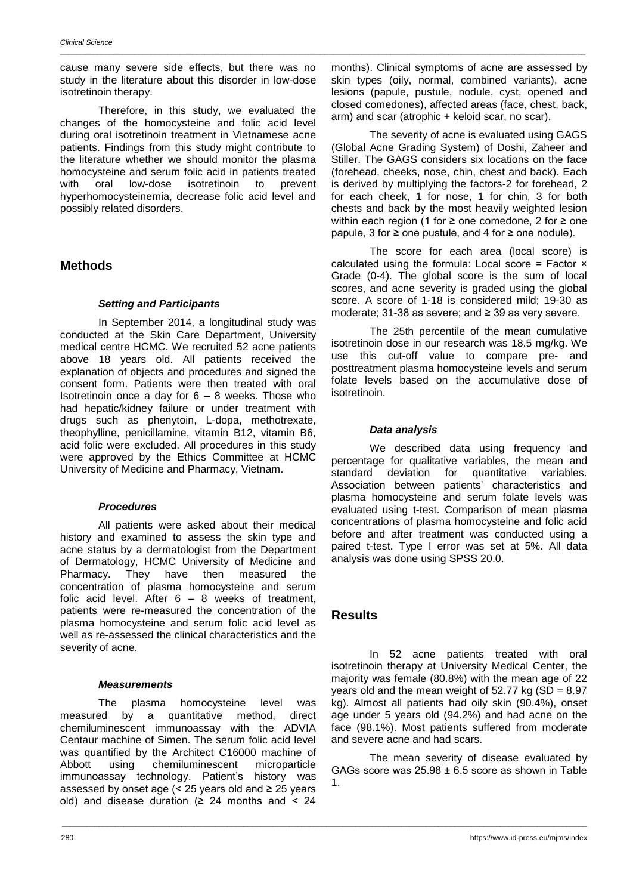cause many severe side effects, but there was no study in the literature about this disorder in low-dose isotretinoin therapy.

Therefore, in this study, we evaluated the changes of the homocysteine and folic acid level during oral isotretinoin treatment in Vietnamese acne patients. Findings from this study might contribute to the literature whether we should monitor the plasma homocysteine and serum folic acid in patients treated with oral low-dose isotretinoin to prevent hyperhomocysteinemia, decrease folic acid level and possibly related disorders.

## Methods

### *Setting and Participants*

In September 2014, a longitudinal study was conducted at the Skin Care Department, University medical centre HCMC. We recruited 52 acne patients above 18 years old. All patients received the explanation of objects and procedures and signed the consent form. Patients were then treated with oral Isotretinoin once a day for 6 – 8 weeks. Those who had hepatic/kidney failure or under treatment with drugs such as phenytoin, L-dopa, methotrexate, theophylline, penicillamine, vitamin B12, vitamin B6, acid folic were excluded. All procedures in this study were approved by the Ethics Committee at HCMC University of Medicine and Pharmacy, Vietnam.

### *Procedures*

All patients were asked about their medical history and examined to assess the skin type and acne status by a dermatologist from the Department of Dermatology, HCMC University of Medicine and Pharmacy. They have then measured the concentration of plasma homocysteine and serum folic acid level. After 6 – 8 weeks of treatment, patients were re-measured the concentration of the plasma homocysteine and serum folic acid level as well as re-assessed the clinical characteristics and the severity of acne.

### *Measurements*

The plasma homocysteine level was measured by a quantitative method, direct chemiluminescent immunoassay with the ADVIA Centaur machine of Simen. The serum folic acid level was quantified by the Architect C16000 machine of Abbott using chemiluminescent microparticle immunoassay technology. Patient's history was assessed by onset age (< 25 years old and ≥ 25 years old) and disease duration (≥ 24 months and < 24 months). Clinical symptoms of acne are assessed by skin types (oily, normal, combined variants), acne lesions (papule, pustule, nodule, cyst, opened and closed comedones), affected areas (face, chest, back, arm) and scar (atrophic + keloid scar, no scar).

The severity of acne is evaluated using GAGS (Global Acne Grading System) of Doshi, Zaheer and Stiller. The GAGS considers six locations on the face (forehead, cheeks, nose, chin, chest and back). Each is derived by multiplying the factors-2 for forehead, 2 for each cheek, 1 for nose, 1 for chin, 3 for both chests and back by the most heavily weighted lesion within each region (1 for ≥ one comedone, 2 for ≥ one papule, 3 for ≥ one pustule, and 4 for ≥ one nodule).

The score for each area (local score) is calculated using the formula: Local score = Factor × Grade (0-4). The global score is the sum of local scores, and acne severity is graded using the global score. A score of 1-18 is considered mild; 19-30 as moderate; 31-38 as severe; and ≥ 39 as very severe.

The 25th percentile of the mean cumulative isotretinoin dose in our research was 18.5 mg/kg. We use this cut-off value to compare pre- and posttreatment plasma homocysteine levels and serum folate levels based on the accumulative dose of isotretinoin.

### *Data analysis*

We described data using frequency and percentage for qualitative variables, the mean and standard deviation for quantitative variables. Association between patients' characteristics and plasma homocysteine and serum folate levels was evaluated using t-test. Comparison of mean plasma concentrations of plasma homocysteine and folic acid before and after treatment was conducted using a paired t-test. Type I error was set at 5%. All data analysis was done using SPSS 20.0.

## Results

In 52 acne patients treated with oral isotretinoin therapy at University Medical Center, the majority was female (80.8%) with the mean age of 22 years old and the mean weight of 52.77 kg (SD = 8.97 kg). Almost all patients had oily skin (90.4%), onset age under 5 years old (94.2%) and had acne on the face (98.1%). Most patients suffered from moderate and severe acne and had scars.

The mean severity of disease evaluated by GAGs score was 25.98 ± 6.5 score as shown in Table 1.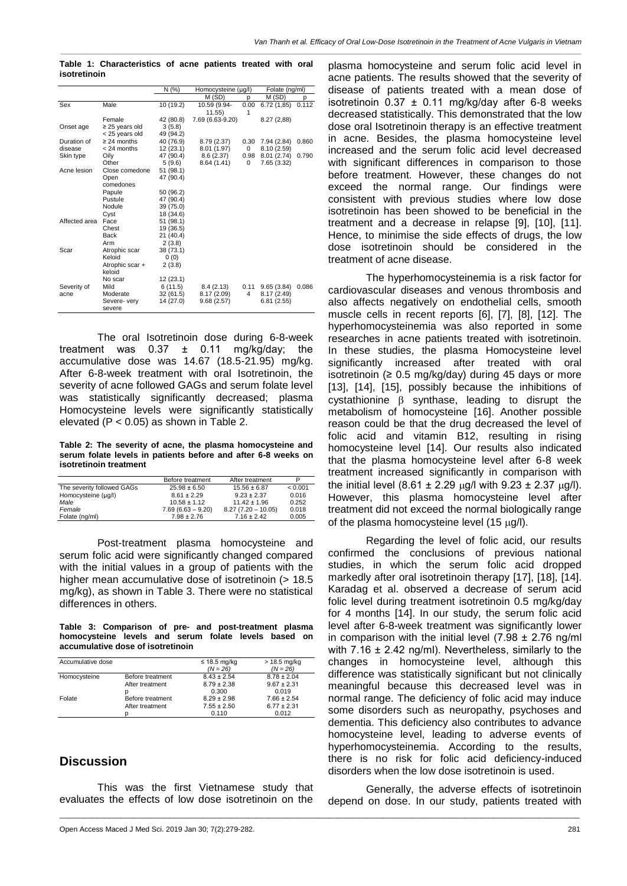**Table 1: Characteristics of acne patients treated with oral isotretinoin**

| | | N (%) | Homocysteine (µg/l) | | Folate (ng/ml) | |
|---|---|---|---|---|---|---|
| | | | M (SD) | p | M (SD) | p |
| Sex | Male | 10 (19.2) | 10.59 (9.94-11.55) | 0.001 | 6.72 (1,85) | 0.112 |
| | Female | 42 (80.8) | 7.69 (6.63-9.20) | | 8.27 (2,88) | |
| Onset age | ≥ 25 years old | 3 (5.8) | | | | |
| | < 25 years old | 49 (94.2) | | | | |
| Duration of disease | ≥ 24 months | 40 (76.9) | 8.79 (2.37) | 0.300 | 7.94 (2.84) | 0.860 |
| | < 24 months | 12 (23.1) | 8.01 (1.97) | | 8.10 (2.59) | |
| Skin type | Oily | 47 (90.4) | 8.6 (2.37) | 0.980 | 8.01 (2.74) | 0.790 |
| | Other | 5 (9.6) | 8.64 (1.41) | | 7.65 (3.32) | |
| Acne lesion | Close comedone | 51 (98.1) | | | | |
| | Open comedones | 47 (90.4) | | | | |
| | Papule | 50 (96.2) | | | | |
| | Pustule | 47 (90.4) | | | | |
| | Nodule | 39 (75.0) | | | | |
| | Cyst | 18 (34.6) | | | | |
| Affected area | Face | 51 (98.1) | | | | |
| | Chest | 19 (36.5) | | | | |
| | Back | 21 (40.4) | | | | |
| | Arm | 2 (3.8) | | | | |
| Scar | Atrophic scar | 38 (73.1) | | | | |
| | Keloid | 0 (0) | | | | |
| | Atrophic scar + keloid | 2 (3.8) | | | | |
| | No scar | 12 (23.1) | | | | |
| Severity of acne | Mild | 6 (11.5) | 8.4 (2.13) | 0.114 | 9.65 (3.84) | 0.086 |
| | Moderate | 32 (61.5) | 8.17 (2.09) | | 8.17 (2.49) | |
| | Severe- very severe | 14 (27.0) | 9.68 (2.57) | | 6.81 (2.55) | |

The oral Isotretinoin dose during 6-8-week treatment was 0.37 ± 0.11 mg/kg/day; the accumulative dose was 14.67 (18.5-21.95) mg/kg. After 6-8-week treatment with oral Isotretinoin, the severity of acne followed GAGs and serum folate level was statistically significantly decreased; plasma Homocysteine levels were significantly statistically elevated ($P < 0.05$) as shown in Table 2.

**Table 2: The severity of acne, the plasma homocysteine and serum folate levels in patients before and after 6-8 weeks on isotretinoin treatment**

| | Before treatment | After treatment | P |
|---|---|---|---|
| The severity followed GAGs | 25.98 ± 6.50 | 15.56 ± 6.87 | < 0.001 |
| Homocysteine (µg/l) | 8.61 ± 2.29 | 9.23 ± 2.37 | 0.016 |
| *Male* | 10.58 ± 1.12 | 11.42 ± 1.96 | 0.252 |
| *Female* | 7.69 (6.63 – 9.20) | 8.27 (7.20 – 10.05) | 0.018 |
| Folate (ng/ml) | 7.98 ± 2.76 | 7.16 ± 2.42 | 0.005 |

Post-treatment plasma homocysteine and serum folic acid were significantly changed compared with the initial values in a group of patients with the higher mean accumulative dose of isotretinoin (> 18.5 mg/kg), as shown in Table 3. There were no statistical differences in others.

**Table 3: Comparison of pre- and post-treatment plasma homocysteine levels and serum folate levels based on accumulative dose of isotretinoin**

| Accumulative dose | | ≤ 18.5 mg/kg (*N = 26*) | > 18.5 mg/kg (*N = 26*) |
|---|---|---|---|
| Homocysteine | Before treatment | 8.43 ± 2.54 | 8.78 ± 2.04 |
| | After treatment | 8.79 ± 2.38 | 9.67 ± 2.31 |
| | p | 0.300 | 0.019 |
| Folate | Before treatment | 8.29 ± 2.98 | 7.66 ± 2.54 |
| | After treatment | 7.55 ± 2.50 | 6.77 ± 2.31 |
| | p | 0.110 | 0.012 |

## Discussion

This was the first Vietnamese study that evaluates the effects of low dose isotretinoin on the plasma homocysteine and serum folic acid level in acne patients. The results showed that the severity of disease of patients treated with a mean dose of isotretinoin 0.37 ± 0.11 mg/kg/day after 6-8 weeks decreased statistically. This demonstrated that the low dose oral Isotretinoin therapy is an effective treatment in acne. Besides, the plasma homocysteine level increased and the serum folic acid level decreased with significant differences in comparison to those before treatment. However, these changes do not exceed the normal range. Our findings were consistent with previous studies where low dose isotretinoin has been showed to be beneficial in the treatment and a decrease in relapse [9], [10], [11]. Hence, to minimise the side effects of drugs, the low dose isotretinoin should be considered in the treatment of acne disease.

The hyperhomocysteinemia is a risk factor for cardiovascular diseases and venous thrombosis and also affects negatively on endothelial cells, smooth muscle cells in recent reports [6], [7], [8], [12]. The hyperhomocysteinemia was also reported in some researches in acne patients treated with isotretinoin. In these studies, the plasma Homocysteine level significantly increased after treated with oral isotretinoin (≥ 0.5 mg/kg/day) during 45 days or more [13], [14], [15], possibly because the inhibitions of cystathionine β synthase, leading to disrupt the metabolism of homocysteine [16]. Another possible reason could be that the drug decreased the level of folic acid and vitamin B12, resulting in rising homocysteine level [14]. Our results also indicated that the plasma homocysteine level after 6-8 week treatment increased significantly in comparison with the initial level (8.61 ± 2.29 μg/l with 9.23 ± 2.37 μg/l). However, this plasma homocysteine level after treatment did not exceed the normal biologically range of the plasma homocysteine level (15 μg/l).

Regarding the level of folic acid, our results confirmed the conclusions of previous national studies, in which the serum folic acid dropped markedly after oral isotretinoin therapy [17], [18], [14]. Karadag et al. observed a decrease of serum acid folic level during treatment isotretinoin 0.5 mg/kg/day for 4 months [14]. In our study, the serum folic acid level after 6-8-week treatment was significantly lower in comparison with the initial level (7.98 ± 2.76 ng/ml with 7.16 ± 2.42 ng/ml). Nevertheless, similarly to the changes in homocysteine level, although this difference was statistically significant but not clinically meaningful because this decreased level was in normal range. The deficiency of folic acid may induce some disorders such as neuropathy, psychoses and dementia. This deficiency also contributes to advance homocysteine level, leading to adverse events of hyperhomocysteinemia. According to the results, there is no risk for folic acid deficiency-induced disorders when the low dose isotretinoin is used.

Generally, the adverse effects of isotretinoin depend on dose. In our study, patients treated with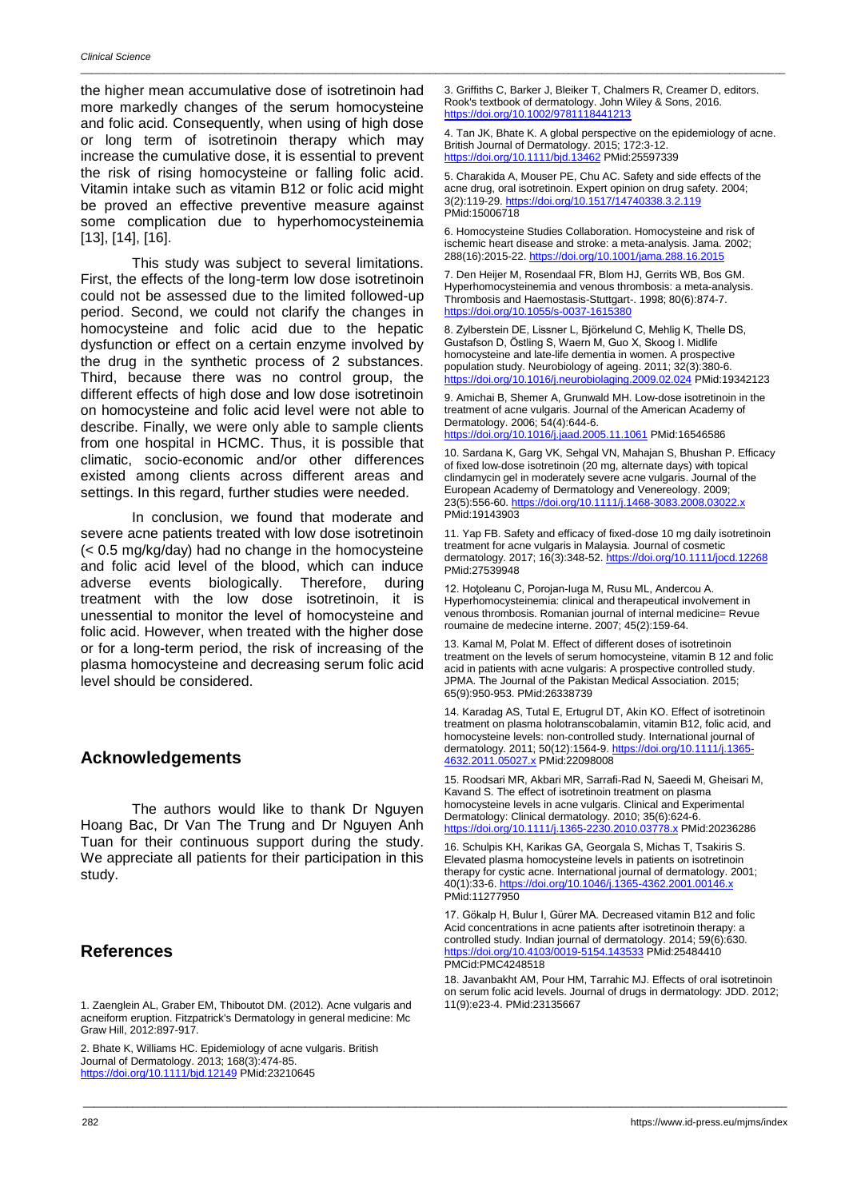the higher mean accumulative dose of isotretinoin had more markedly changes of the serum homocysteine and folic acid. Consequently, when using of high dose or long term of isotretinoin therapy which may increase the cumulative dose, it is essential to prevent the risk of rising homocysteine or falling folic acid. Vitamin intake such as vitamin B12 or folic acid might be proved an effective preventive measure against some complication due to hyperhomocysteinemia [13], [14], [16].

This study was subject to several limitations. First, the effects of the long-term low dose isotretinoin could not be assessed due to the limited followed-up period. Second, we could not clarify the changes in homocysteine and folic acid due to the hepatic dysfunction or effect on a certain enzyme involved by the drug in the synthetic process of 2 substances. Third, because there was no control group, the different effects of high dose and low dose isotretinoin on homocysteine and folic acid level were not able to describe. Finally, we were only able to sample clients from one hospital in HCMC. Thus, it is possible that climatic, socio-economic and/or other differences existed among clients across different areas and settings. In this regard, further studies were needed.

In conclusion, we found that moderate and severe acne patients treated with low dose isotretinoin (< 0.5 mg/kg/day) had no change in the homocysteine and folic acid level of the blood, which can induce adverse events biologically. Therefore, during treatment with the low dose isotretinoin, it is unessential to monitor the level of homocysteine and folic acid. However, when treated with the higher dose or for a long-term period, the risk of increasing of the plasma homocysteine and decreasing serum folic acid level should be considered.

## Acknowledgements

The authors would like to thank Dr Nguyen Hoang Bac, Dr Van The Trung and Dr Nguyen Anh Tuan for their continuous support during the study. We appreciate all patients for their participation in this study.

## References

1. Zaenglein AL, Graber EM, Thiboutot DM. (2012). Acne vulgaris and acneiform eruption. Fitzpatrick's Dermatology in general medicine: Mc Graw Hill, 2012:897-917.

2. Bhate K, Williams HC. Epidemiology of acne vulgaris. British Journal of Dermatology. 2013; 168(3):474-85. https://doi.org/10.1111/bjd.12149 PMid:23210645

3. Griffiths C, Barker J, Bleiker T, Chalmers R, Creamer D, editors. Rook's textbook of dermatology. John Wiley & Sons, 2016. https://doi.org/10.1002/9781118441213

4. Tan JK, Bhate K. A global perspective on the epidemiology of acne. British Journal of Dermatology. 2015; 172:3-12. https://doi.org/10.1111/bjd.13462 PMid:25597339

5. Charakida A, Mouser PE, Chu AC. Safety and side effects of the acne drug, oral isotretinoin. Expert opinion on drug safety. 2004; 3(2):119-29. https://doi.org/10.1517/14740338.3.2.119 PMid:15006718

6. Homocysteine Studies Collaboration. Homocysteine and risk of ischemic heart disease and stroke: a meta-analysis. Jama. 2002; 288(16):2015-22. https://doi.org/10.1001/jama.288.16.2015

7. Den Heijer M, Rosendaal FR, Blom HJ, Gerrits WB, Bos GM. Hyperhomocysteinemia and venous thrombosis: a meta-analysis. Thrombosis and Haemostasis-Stuttgart-. 1998; 80(6):874-7. https://doi.org/10.1055/s-0037-1615380

8. Zylberstein DE, Lissner L, Björkelund C, Mehlig K, Thelle DS, Gustafson D, Östling S, Waern M, Guo X, Skoog I. Midlife homocysteine and late-life dementia in women. A prospective population study. Neurobiology of ageing. 2011; 32(3):380-6. https://doi.org/10.1016/j.neurobiolaging.2009.02.024 PMid:19342123

9. Amichai B, Shemer A, Grunwald MH. Low-dose isotretinoin in the treatment of acne vulgaris. Journal of the American Academy of Dermatology. 2006; 54(4):644-6. https://doi.org/10.1016/j.jaad.2005.11.1061 PMid:16546586

10. Sardana K, Garg VK, Sehgal VN, Mahajan S, Bhushan P. Efficacy of fixed low-dose isotretinoin (20 mg, alternate days) with topical clindamycin gel in moderately severe acne vulgaris. Journal of the European Academy of Dermatology and Venereology. 2009; 23(5):556-60. https://doi.org/10.1111/j.1468-3083.2008.03022.x PMid:19143903

11. Yap FB. Safety and efficacy of fixed-dose 10 mg daily isotretinoin treatment for acne vulgaris in Malaysia. Journal of cosmetic dermatology. 2017; 16(3):348-52. https://doi.org/10.1111/jocd.12268 PMid:27539948

12. Hoţoleanu C, Porojan-Iuga M, Rusu ML, Andercou A. Hyperhomocysteinemia: clinical and therapeutical involvement in venous thrombosis. Romanian journal of internal medicine= Revue roumaine de medecine interne. 2007; 45(2):159-64.

13. Kamal M, Polat M. Effect of different doses of isotretinoin treatment on the levels of serum homocysteine, vitamin B 12 and folic acid in patients with acne vulgaris: A prospective controlled study. JPMA. The Journal of the Pakistan Medical Association. 2015; 65(9):950-953. PMid:26338739

14. Karadag AS, Tutal E, Ertugrul DT, Akin KO. Effect of isotretinoin treatment on plasma holotranscobalamin, vitamin B12, folic acid, and homocysteine levels: non-controlled study. International journal of dermatology. 2011; 50(12):1564-9. https://doi.org/10.1111/j.1365-4632.2011.05027.x PMid:22098008

15. Roodsari MR, Akbari MR, Sarrafi-Rad N, Saeedi M, Gheisari M, Kavand S. The effect of isotretinoin treatment on plasma homocysteine levels in acne vulgaris. Clinical and Experimental Dermatology: Clinical dermatology. 2010; 35(6):624-6. https://doi.org/10.1111/j.1365-2230.2010.03778.x PMid:20236286

16. Schulpis KH, Karikas GA, Georgala S, Michas T, Tsakiris S. Elevated plasma homocysteine levels in patients on isotretinoin therapy for cystic acne. International journal of dermatology. 2001; 40(1):33-6. https://doi.org/10.1046/j.1365-4362.2001.00146.x PMid:11277950

17. Gökalp H, Bulur I, Gürer MA. Decreased vitamin B12 and folic Acid concentrations in acne patients after isotretinoin therapy: a controlled study. Indian journal of dermatology. 2014; 59(6):630. https://doi.org/10.4103/0019-5154.143533 PMid:25484410 PMCid:PMC4248518

18. Javanbakht AM, Pour HM, Tarrahic MJ. Effects of oral isotretinoin on serum folic acid levels. Journal of drugs in dermatology: JDD. 2012; 11(9):e23-4. PMid:23135667